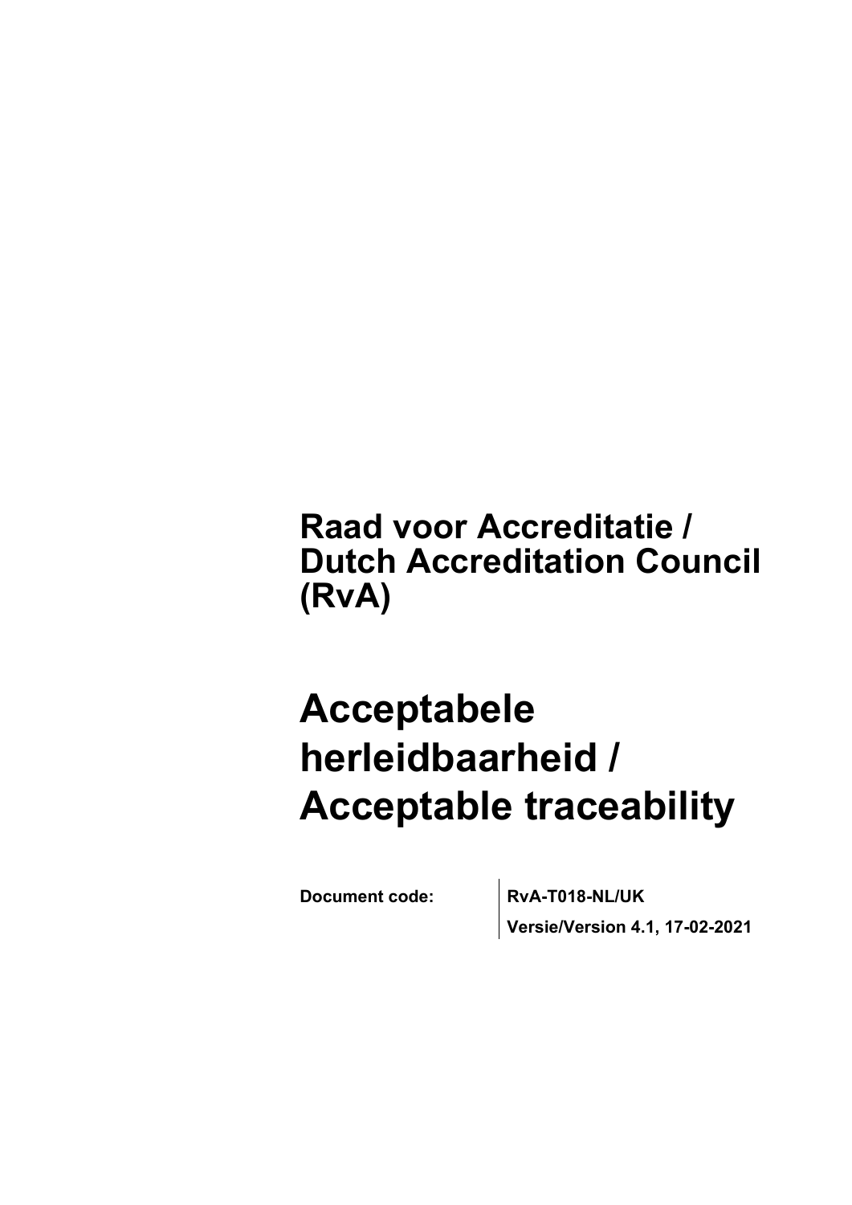**Raad voor Accreditatie / Dutch Accreditation Council (RvA)**

# Acceptabele herleidbaarheid / Acceptable traceability

| **Document code:** | **RvA-T018-NL/UK** |
| --- | --- |
| | **Versie/Version 4.1, 17-02-2021** |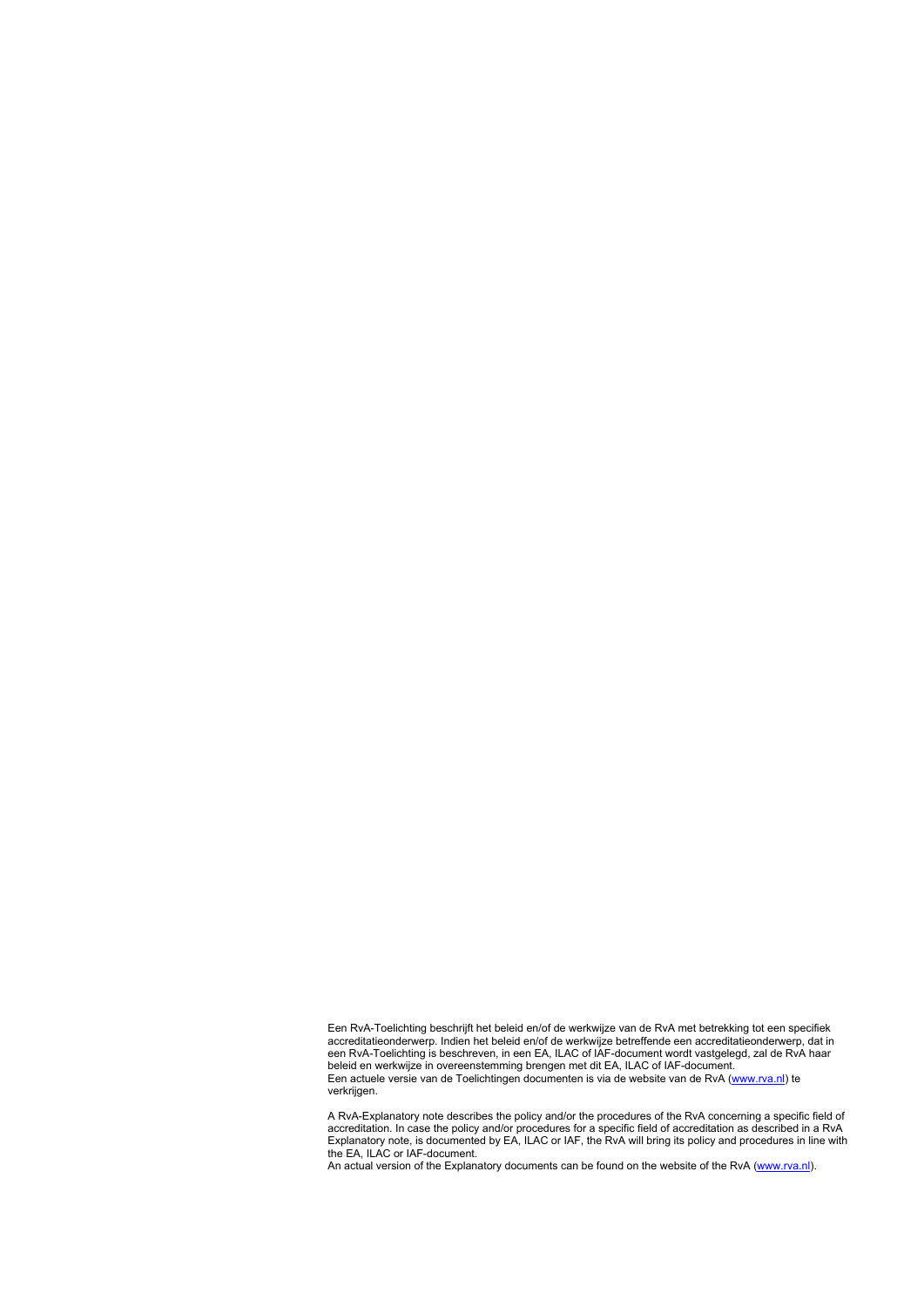Een RvA-Toelichting beschrijft het beleid en/of de werkwijze van de RvA met betrekking tot een specifiek accreditatieonderwerp. Indien het beleid en/of de werkwijze betreffende een accreditatieonderwerp, dat in een RvA-Toelichting is beschreven, in een EA, ILAC of IAF-document wordt vastgelegd, zal de RvA haar beleid en werkwijze in overeenstemming brengen met dit EA, ILAC of IAF-document.
Een actuele versie van de Toelichtingen documenten is via de website van de RvA ([www.rva.nl](http://www.rva.nl)) te verkrijgen.

A RvA-Explanatory note describes the policy and/or the procedures of the RvA concerning a specific field of accreditation. In case the policy and/or procedures for a specific field of accreditation as described in a RvA Explanatory note, is documented by EA, ILAC or IAF, the RvA will bring its policy and procedures in line with the EA, ILAC or IAF-document.
An actual version of the Explanatory documents can be found on the website of the RvA ([www.rva.nl](http://www.rva.nl)).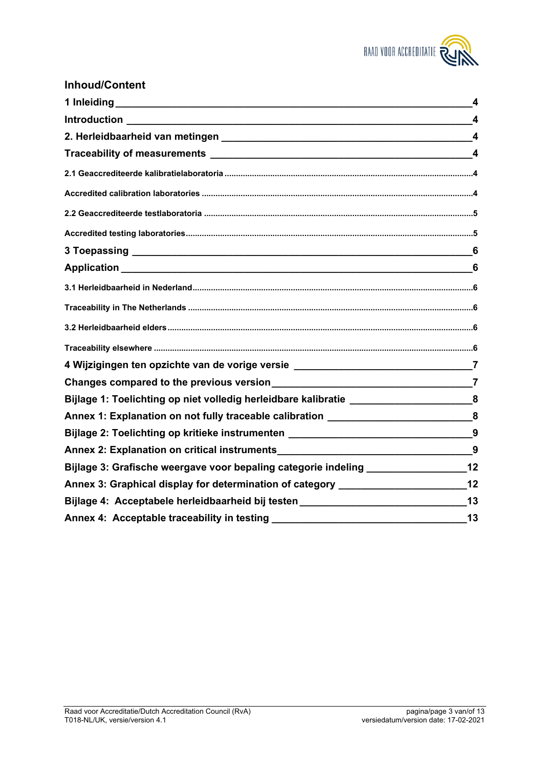## Inhoud/Content

- **1 Inleiding** — 4
- **Introduction** — 4
- **2. Herleidbaarheid van metingen** — 4
- **Traceability of measurements** — 4
  - 2.1 Geaccrediteerde kalibratielaboratoria — 4
  - Accredited calibration laboratories — 4
  - 2.2 Geaccrediteerde testlaboratoria — 5
  - Accredited testing laboratories — 5
- **3 Toepassing** — 6
- **Application** — 6
  - 3.1 Herleidbaarheid in Nederland — 6
  - Traceability in The Netherlands — 6
  - 3.2 Herleidbaarheid elders — 6
  - Traceability elsewhere — 6
- **4 Wijzigingen ten opzichte van de vorige versie** — 7
- **Changes compared to the previous version** — 7
- **Bijlage 1: Toelichting op niet volledig herleidbare kalibratie** — 8
- **Annex 1: Explanation on not fully traceable calibration** — 8
- **Bijlage 2: Toelichting op kritieke instrumenten** — 9
- **Annex 2: Explanation on critical instruments** — 9
- **Bijlage 3: Grafische weergave voor bepaling categorie indeling** — 12
- **Annex 3: Graphical display for determination of category** — 12
- **Bijlage 4: Acceptabele herleidbaarheid bij testen** — 13
- **Annex 4: Acceptable traceability in testing** — 13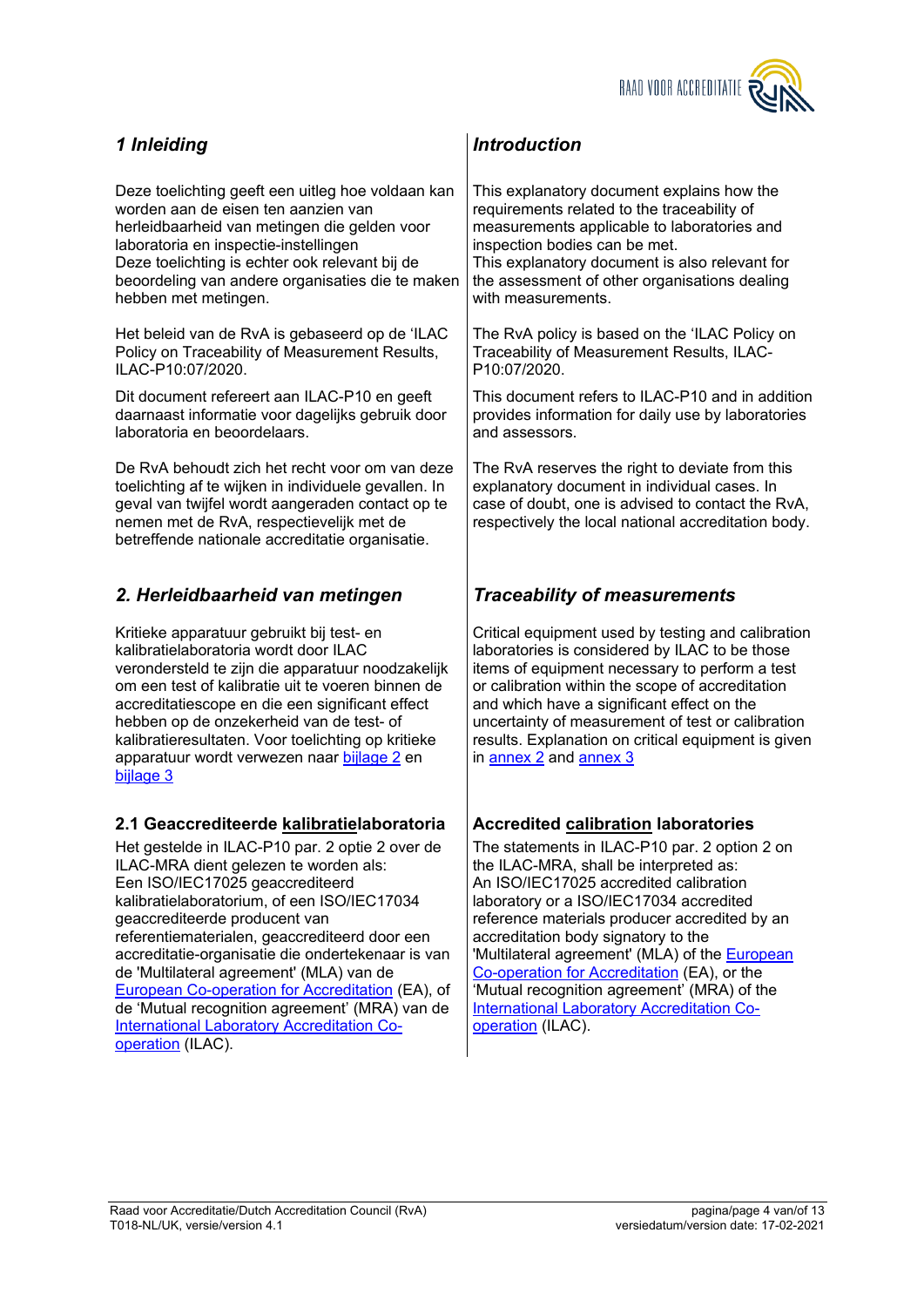## *1 Inleiding*

Deze toelichting geeft een uitleg hoe voldaan kan worden aan de eisen ten aanzien van herleidbaarheid van metingen die gelden voor laboratoria en inspectie-instellingen
Deze toelichting is echter ook relevant bij de beoordeling van andere organisaties die te maken hebben met metingen.

Het beleid van de RvA is gebaseerd op de 'ILAC Policy on Traceability of Measurement Results, ILAC-P10:07/2020.

Dit document refereert aan ILAC-P10 en geeft daarnaast informatie voor dagelijks gebruik door laboratoria en beoordelaars.

De RvA behoudt zich het recht voor om van deze toelichting af te wijken in individuele gevallen. In geval van twijfel wordt aangeraden contact op te nemen met de RvA, respectievelijk met de betreffende nationale accreditatie organisatie.

## *Introduction*

This explanatory document explains how the requirements related to the traceability of measurements applicable to laboratories and inspection bodies can be met.
This explanatory document is also relevant for the assessment of other organisations dealing with measurements.

The RvA policy is based on the 'ILAC Policy on Traceability of Measurement Results, ILAC-P10:07/2020.

This document refers to ILAC-P10 and in addition provides information for daily use by laboratories and assessors.

The RvA reserves the right to deviate from this explanatory document in individual cases. In case of doubt, one is advised to contact the RvA, respectively the local national accreditation body.

## *2. Herleidbaarheid van metingen*

Kritieke apparatuur gebruikt bij test- en kalibratielaboratoria wordt door ILAC verondersteld te zijn die apparatuur noodzakelijk om een test of kalibratie uit te voeren binnen de accreditatiescope en die een significant effect hebben op de onzekerheid van de test- of kalibratieresultaten. Voor toelichting op kritieke apparatuur wordt verwezen naar [bijlage 2] en [bijlage 3]

## *Traceability of measurements*

Critical equipment used by testing and calibration laboratories is considered by ILAC to be those items of equipment necessary to perform a test or calibration within the scope of accreditation and which have a significant effect on the uncertainty of measurement of test or calibration results. Explanation on critical equipment is given in [annex 2] and [annex 3]

### 2.1 Geaccrediteerde kalibratielaboratoria

Het gestelde in ILAC-P10 par. 2 optie 2 over de ILAC-MRA dient gelezen te worden als:
Een ISO/IEC17025 geaccrediteerd kalibratielaboratorium, of een ISO/IEC17034 geaccrediteerde producent van referentiematerialen, geaccrediteerd door een accreditatie-organisatie die ondertekenaar is van de 'Multilateral agreement' (MLA) van de [European Co-operation for Accreditation] (EA), of de 'Mutual recognition agreement' (MRA) van de [International Laboratory Accreditation Co-operation] (ILAC).

### Accredited calibration laboratories

The statements in ILAC-P10 par. 2 option 2 on the ILAC-MRA, shall be interpreted as:
An ISO/IEC17025 accredited calibration laboratory or a ISO/IEC17034 accredited reference materials producer accredited by an accreditation body signatory to the 'Multilateral agreement' (MLA) of the [European Co-operation for Accreditation] (EA), or the 'Mutual recognition agreement' (MRA) of the [International Laboratory Accreditation Co-operation] (ILAC).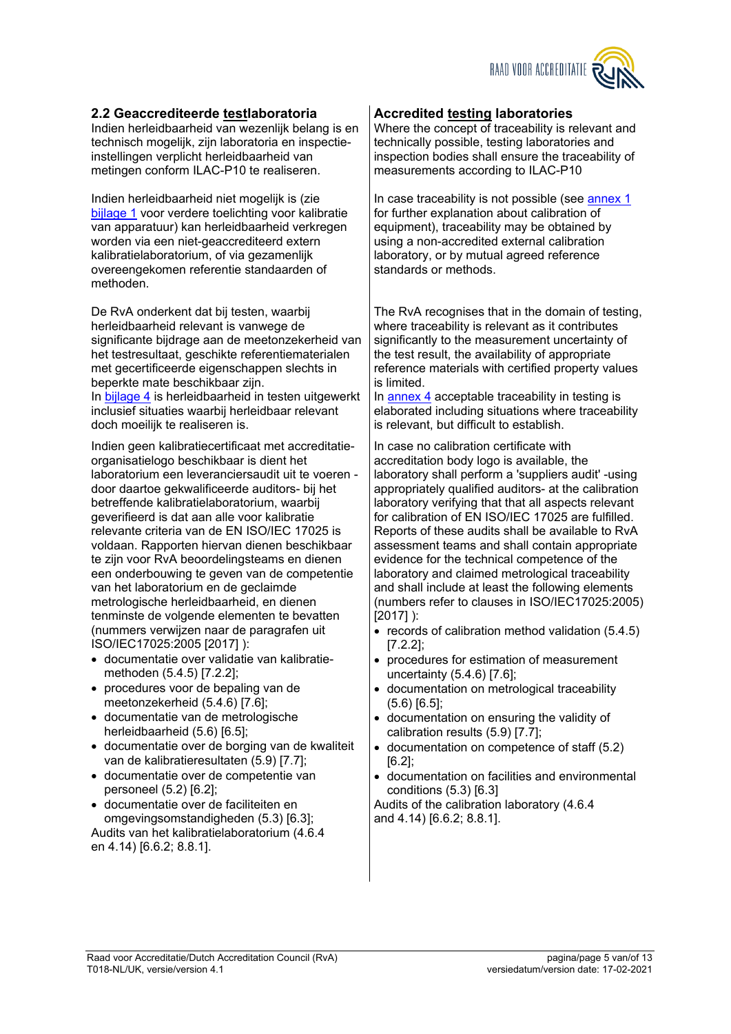## 2.2 Geaccrediteerde **testlaboratoria**

Indien herleidbaarheid van wezenlijk belang is en technisch mogelijk, zijn laboratoria en inspectie-instellingen verplicht herleidbaarheid van metingen conform ILAC-P10 te realiseren.

Indien herleidbaarheid niet mogelijk is (zie bijlage 1 voor verdere toelichting voor kalibratie van apparatuur) kan herleidbaarheid verkregen worden via een niet-geaccrediteerd extern kalibratielaboratorium, of via gezamenlijk overeengekomen referentie standaarden of methoden.

De RvA onderkent dat bij testen, waarbij herleidbaarheid relevant is vanwege de significante bijdrage aan de meetonzekerheid van het testresultaat, geschikte referentiematerialen met gecertificeerde eigenschappen slechts in beperkte mate beschikbaar zijn.
In bijlage 4 is herleidbaarheid in testen uitgewerkt inclusief situaties waarbij herleidbaar relevant doch moeilijk te realiseren is.

Indien geen kalibratiecertificaat met accreditatie-organisatielogo beschikbaar is dient het laboratorium een leveranciersaudit uit te voeren - door daartoe gekwalificeerde auditors- bij het betreffende kalibratielaboratorium, waarbij geverifieerd is dat aan alle voor kalibratie relevante criteria van de EN ISO/IEC 17025 is voldaan. Rapporten hiervan dienen beschikbaar te zijn voor RvA beoordelingsteams en dienen een onderbouwing te geven van de competentie van het laboratorium en de geclaimde metrologische herleidbaarheid, en dienen tenminste de volgende elementen te bevatten (nummers verwijzen naar de paragrafen uit ISO/IEC17025:2005 [2017] ):

- documentatie over validatie van kalibratie-methoden (5.4.5) [7.2.2];
- procedures voor de bepaling van de meetonzekerheid (5.4.6) [7.6];
- documentatie van de metrologische herleidbaarheid (5.6) [6.5];
- documentatie over de borging van de kwaliteit van de kalibratieresultaten (5.9) [7.7];
- documentatie over de competentie van personeel (5.2) [6.2];
- documentatie over de faciliteiten en omgevingsomstandigheden (5.3) [6.3];

Audits van het kalibratielaboratorium (4.6.4 en 4.14) [6.6.2; 8.8.1].

## Accredited **testing** laboratories

Where the concept of traceability is relevant and technically possible, testing laboratories and inspection bodies shall ensure the traceability of measurements according to ILAC-P10

In case traceability is not possible (see annex 1 for further explanation about calibration of equipment), traceability may be obtained by using a non-accredited external calibration laboratory, or by mutual agreed reference standards or methods.

The RvA recognises that in the domain of testing, where traceability is relevant as it contributes significantly to the measurement uncertainty of the test result, the availability of appropriate reference materials with certified property values is limited.
In annex 4 acceptable traceability in testing is elaborated including situations where traceability is relevant, but difficult to establish.

In case no calibration certificate with accreditation body logo is available, the laboratory shall perform a 'suppliers audit' -using appropriately qualified auditors- at the calibration laboratory verifying that that all aspects relevant for calibration of EN ISO/IEC 17025 are fulfilled. Reports of these audits shall be available to RvA assessment teams and shall contain appropriate evidence for the technical competence of the laboratory and claimed metrological traceability and shall include at least the following elements (numbers refer to clauses in ISO/IEC17025:2005) [2017] ):

- records of calibration method validation (5.4.5) [7.2.2];
- procedures for estimation of measurement uncertainty (5.4.6) [7.6];
- documentation on metrological traceability (5.6) [6.5];
- documentation on ensuring the validity of calibration results (5.9) [7.7];
- documentation on competence of staff (5.2) [6.2];
- documentation on facilities and environmental conditions (5.3) [6.3]

Audits of the calibration laboratory (4.6.4 and 4.14) [6.6.2; 8.8.1].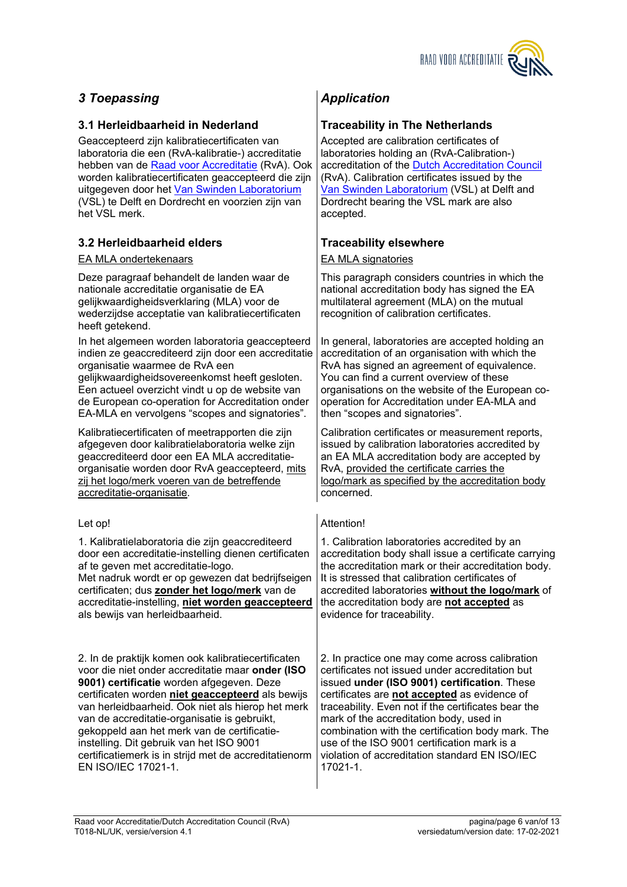## *3 Toepassing*

### 3.1 Herleidbaarheid in Nederland

Geaccepteerd zijn kalibratiecertificaten van laboratoria die een (RvA-kalibratie-) accreditatie hebben van de Raad voor Accreditatie (RvA). Ook worden kalibratiecertificaten geaccepteerd die zijn uitgegeven door het Van Swinden Laboratorium (VSL) te Delft en Dordrecht en voorzien zijn van het VSL merk.

### 3.2 Herleidbaarheid elders

EA MLA ondertekenaars

Deze paragraaf behandelt de landen waar de nationale accreditatie organisatie de EA gelijkwaardigheidsverklaring (MLA) voor de wederzijdse acceptatie van kalibratiecertificaten heeft getekend.

In het algemeen worden laboratoria geaccepteerd indien ze geaccrediteerd zijn door een accreditatie organisatie waarmee de RvA een gelijkwaardigheidsovereenkomst heeft gesloten. Een actueel overzicht vindt u op de website van de European co-operation for Accreditation onder EA-MLA en vervolgens “scopes and signatories”.

Kalibratiecertificaten of meetrapporten die zijn afgegeven door kalibratielaboratoria welke zijn geaccrediteerd door een EA MLA accreditatie-organisatie worden door RvA geaccepteerd, mits zij het logo/merk voeren van de betreffende accreditatie-organisatie.

Let op!

1. Kalibratielaboratoria die zijn geaccrediteerd door een accreditatie-instelling dienen certificaten af te geven met accreditatie-logo.
Met nadruk wordt er op gewezen dat bedrijfseigen certificaten; dus **zonder het logo/merk** van de accreditatie-instelling, **niet worden geaccepteerd** als bewijs van herleidbaarheid.

2. In de praktijk komen ook kalibratiecertificaten voor die niet onder accreditatie maar **onder (ISO 9001) certificatie** worden afgegeven. Deze certificaten worden **niet geaccepteerd** als bewijs van herleidbaarheid. Ook niet als hierop het merk van de accreditatie-organisatie is gebruikt, gekoppeld aan het merk van de certificatie-instelling. Dit gebruik van het ISO 9001 certificatiemerk is in strijd met de accreditatienorm EN ISO/IEC 17021-1.

## *Application*

### Traceability in The Netherlands

Accepted are calibration certificates of laboratories holding an (RvA-Calibration-) accreditation of the Dutch Accreditation Council (RvA). Calibration certificates issued by the Van Swinden Laboratorium (VSL) at Delft and Dordrecht bearing the VSL mark are also accepted.

### Traceability elsewhere

EA MLA signatories

This paragraph considers countries in which the national accreditation body has signed the EA multilateral agreement (MLA) on the mutual recognition of calibration certificates.

In general, laboratories are accepted holding an accreditation of an organisation with which the RvA has signed an agreement of equivalence. You can find a current overview of these organisations on the website of the European co-operation for Accreditation under EA-MLA and then “scopes and signatories”.

Calibration certificates or measurement reports, issued by calibration laboratories accredited by an EA MLA accreditation body are accepted by RvA, provided the certificate carries the logo/mark as specified by the accreditation body concerned.

Attention!

1. Calibration laboratories accredited by an accreditation body shall issue a certificate carrying the accreditation mark or their accreditation body.
It is stressed that calibration certificates of accredited laboratories **without the logo/mark** of the accreditation body are **not accepted** as evidence for traceability.

2. In practice one may come across calibration certificates not issued under accreditation but issued **under (ISO 9001) certification**. These certificates are **not accepted** as evidence of traceability. Even not if the certificates bear the mark of the accreditation body, used in combination with the certification body mark. The use of the ISO 9001 certification mark is a violation of accreditation standard EN ISO/IEC 17021-1.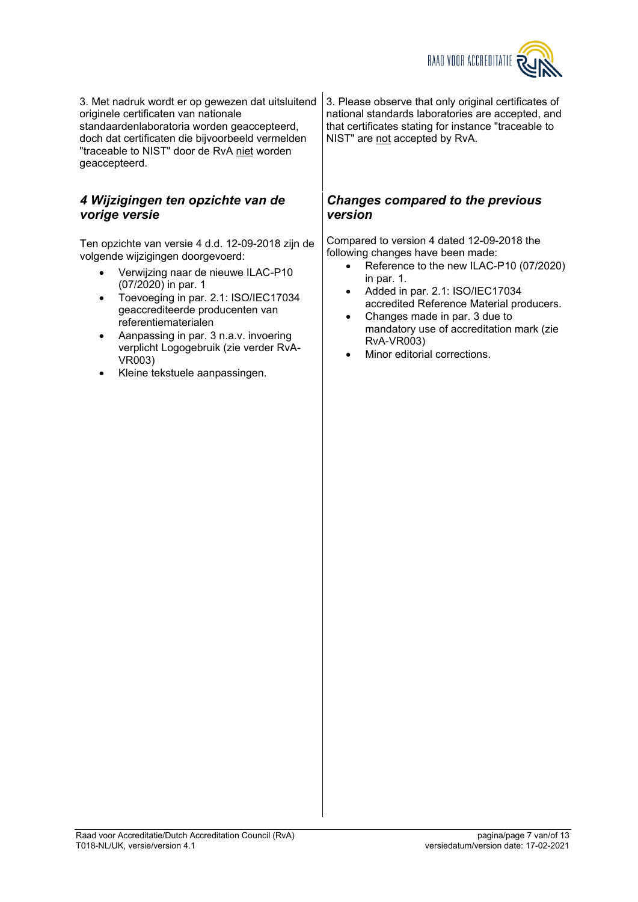3. Met nadruk wordt er op gewezen dat uitsluitend originele certificaten van nationale standaardenlaboratoria worden geaccepteerd, doch dat certificaten die bijvoorbeeld vermelden "traceable to NIST" door de RvA niet worden geaccepteerd.

3. Please observe that only original certificates of national standards laboratories are accepted, and that certificates stating for instance "traceable to NIST" are not accepted by RvA.

## *4 Wijzigingen ten opzichte van de vorige versie*

Ten opzichte van versie 4 d.d. 12-09-2018 zijn de volgende wijzigingen doorgevoerd:

- Verwijzing naar de nieuwe ILAC-P10 (07/2020) in par. 1
- Toevoeging in par. 2.1: ISO/IEC17034 geaccrediteerde producenten van referentiematerialen
- Aanpassing in par. 3 n.a.v. invoering verplicht Logogebruik (zie verder RvA-VR003)
- Kleine tekstuele aanpassingen.

## *Changes compared to the previous version*

Compared to version 4 dated 12-09-2018 the following changes have been made:

- Reference to the new ILAC-P10 (07/2020) in par. 1.
- Added in par. 2.1: ISO/IEC17034 accredited Reference Material producers.
- Changes made in par. 3 due to mandatory use of accreditation mark (zie RvA-VR003)
- Minor editorial corrections.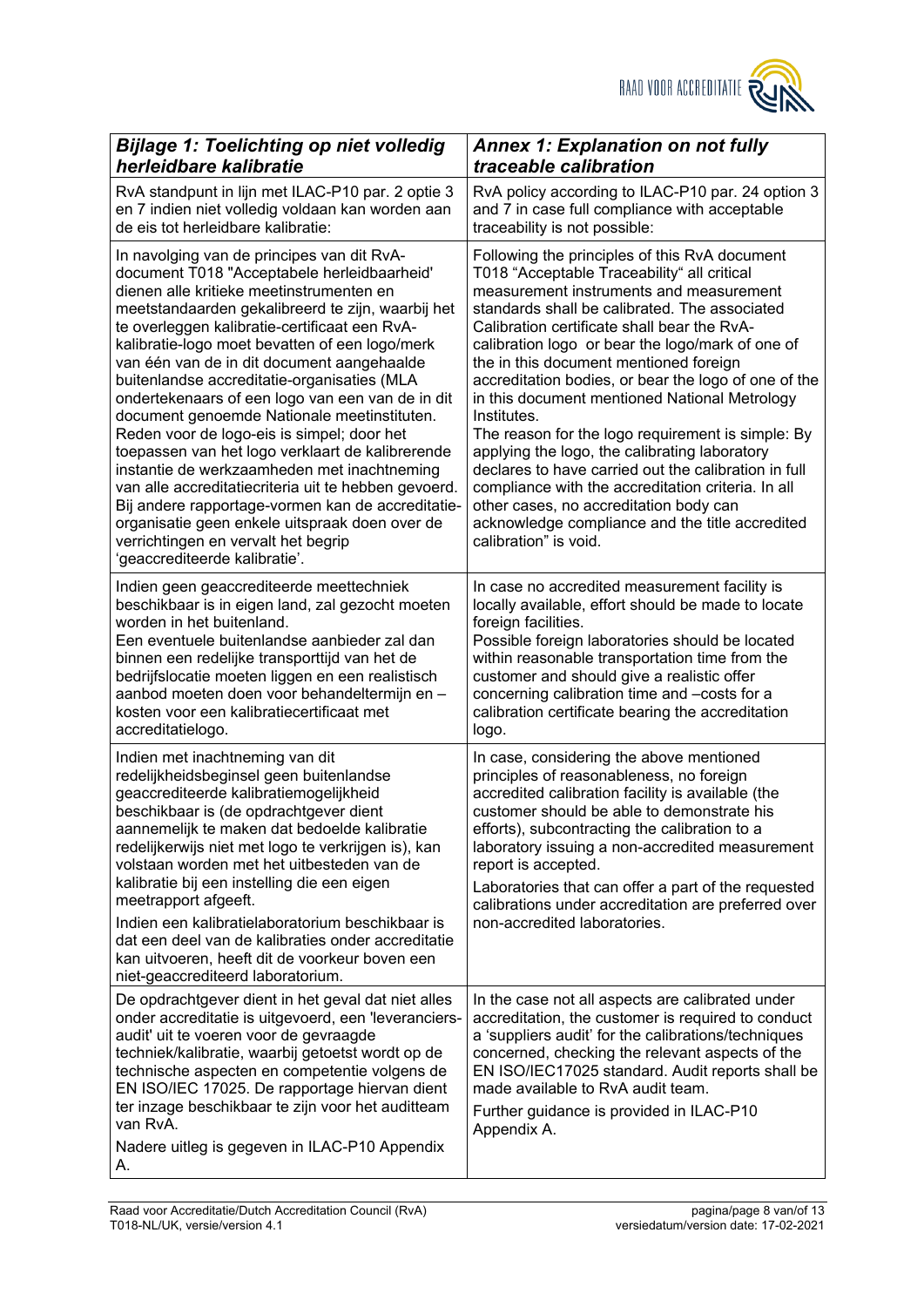| ***Bijlage 1: Toelichting op niet volledig herleidbare kalibratie*** | ***Annex 1: Explanation on not fully traceable calibration*** |
|---|---|
| RvA standpunt in lijn met ILAC-P10 par. 2 optie 3 en 7 indien niet volledig voldaan kan worden aan de eis tot herleidbare kalibratie: | RvA policy according to ILAC-P10 par. 24 option 3 and 7 in case full compliance with acceptable traceability is not possible: |
| In navolging van de principes van dit RvA-document T018 "Acceptabele herleidbaarheid' dienen alle kritieke meetinstrumenten en meetstandaarden gekalibreerd te zijn, waarbij het te overleggen kalibratie-certificaat een RvA-kalibratie-logo moet bevatten of een logo/merk van één van de in dit document aangehaalde buitenlandse accreditatie-organisaties (MLA ondertekenaars of een logo van een van de in dit document genoemde Nationale meetinstituten. Reden voor de logo-eis is simpel; door het toepassen van het logo verklaart de kalibrerende instantie de werkzaamheden met inachtneming van alle accreditatiecriteria uit te hebben gevoerd. Bij andere rapportage-vormen kan de accreditatie-organisatie geen enkele uitspraak doen over de verrichtingen en vervalt het begrip 'geaccrediteerde kalibratie'. | Following the principles of this RvA document T018 "Acceptable Traceability" all critical measurement instruments and measurement standards shall be calibrated. The associated Calibration certificate shall bear the RvA-calibration logo or bear the logo/mark of one of the in this document mentioned foreign accreditation bodies, or bear the logo of one of the in this document mentioned National Metrology Institutes.<br>The reason for the logo requirement is simple: By applying the logo, the calibrating laboratory declares to have carried out the calibration in full compliance with the accreditation criteria. In all other cases, no accreditation body can acknowledge compliance and the title accredited calibration" is void. |
| Indien geen geaccrediteerde meettechniek beschikbaar is in eigen land, zal gezocht moeten worden in het buitenland.<br>Een eventuele buitenlandse aanbieder zal dan binnen een redelijke transporttijd van het de bedrijfslocatie moeten liggen en een realistisch aanbod moeten doen voor behandeltermijn en – kosten voor een kalibratiecertificaat met accreditatielogo. | In case no accredited measurement facility is locally available, effort should be made to locate foreign facilities.<br>Possible foreign laboratories should be located within reasonable transportation time from the customer and should give a realistic offer concerning calibration time and –costs for a calibration certificate bearing the accreditation logo. |
| Indien met inachtneming van dit redelijkheidsbeginsel geen buitenlandse geaccrediteerde kalibratiemogelijkheid beschikbaar is (de opdrachtgever dient aannemelijk te maken dat bedoelde kalibratie redelijkerwijs niet met logo te verkrijgen is), kan volstaan worden met het uitbesteden van de kalibratie bij een instelling die een eigen meetrapport afgeeft.<br>Indien een kalibratielaboratorium beschikbaar is dat een deel van de kalibraties onder accreditatie kan uitvoeren, heeft dit de voorkeur boven een niet-geaccrediteerd laboratorium. | In case, considering the above mentioned principles of reasonableness, no foreign accredited calibration facility is available (the customer should be able to demonstrate his efforts), subcontracting the calibration to a laboratory issuing a non-accredited measurement report is accepted.<br>Laboratories that can offer a part of the requested calibrations under accreditation are preferred over non-accredited laboratories. |
| De opdrachtgever dient in het geval dat niet alles onder accreditatie is uitgevoerd, een 'leveranciers-audit' uit te voeren voor de gevraagde techniek/kalibratie, waarbij getoetst wordt op de technische aspecten en competentie volgens de EN ISO/IEC 17025. De rapportage hiervan dient ter inzage beschikbaar te zijn voor het auditteam van RvA.<br>Nadere uitleg is gegeven in ILAC-P10 Appendix A. | In the case not all aspects are calibrated under accreditation, the customer is required to conduct a 'suppliers audit' for the calibrations/techniques concerned, checking the relevant aspects of the EN ISO/IEC17025 standard. Audit reports shall be made available to RvA audit team.<br>Further guidance is provided in ILAC-P10 Appendix A. |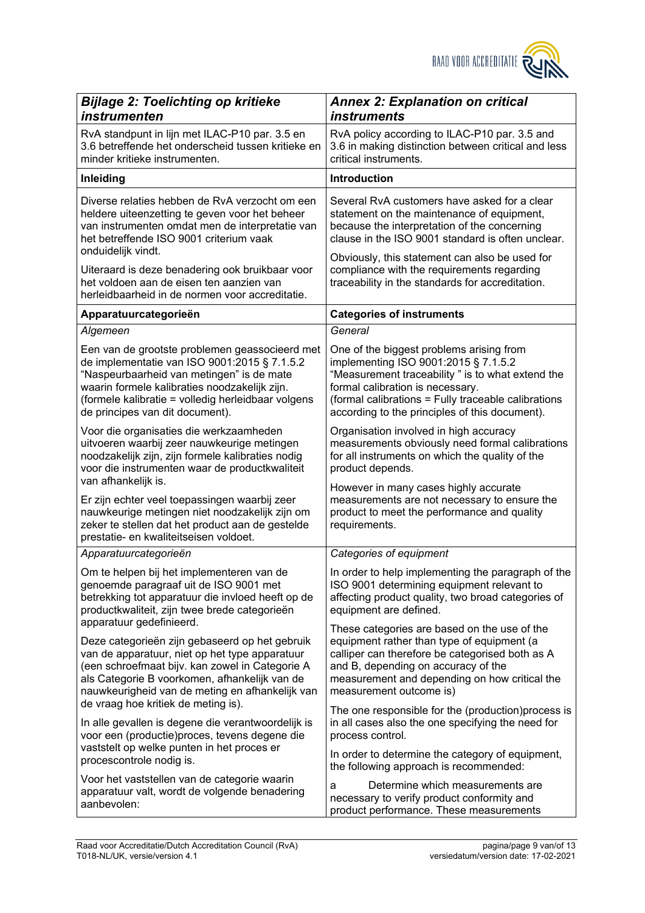| *Bijlage 2: Toelichting op kritieke instrumenten* | *Annex 2: Explanation on critical instruments* |
|---|---|
| RvA standpunt in lijn met ILAC-P10 par. 3.5 en 3.6 betreffende het onderscheid tussen kritieke en minder kritieke instrumenten. | RvA policy according to ILAC-P10 par. 3.5 and 3.6 in making distinction between critical and less critical instruments. |
| **Inleiding** | **Introduction** |
| Diverse relaties hebben de RvA verzocht om een heldere uiteenzetting te geven voor het beheer van instrumenten omdat men de interpretatie van het betreffende ISO 9001 criterium vaak onduidelijk vindt.<br><br>Uiteraard is deze benadering ook bruikbaar voor het voldoen aan de eisen ten aanzien van herleidbaarheid in de normen voor accreditatie. | Several RvA customers have asked for a clear statement on the maintenance of equipment, because the interpretation of the concerning clause in the ISO 9001 standard is often unclear.<br><br>Obviously, this statement can also be used for compliance with the requirements regarding traceability in the standards for accreditation. |
| **Apparatuurcategorieën** | **Categories of instruments** |
| *Algemeen* | *General* |
| Een van de grootste problemen geassocieerd met de implementatie van ISO 9001:2015 § 7.1.5.2 "Naspeurbaarheid van metingen" is de mate waarin formele kalibraties noodzakelijk zijn. (formele kalibratie = volledig herleidbaar volgens de principes van dit document).<br><br>Voor die organisaties die werkzaamheden uitvoeren waarbij zeer nauwkeurige metingen noodzakelijk zijn, zijn formele kalibraties nodig voor die instrumenten waar de productkwaliteit van afhankelijk is.<br><br>Er zijn echter veel toepassingen waarbij zeer nauwkeurige metingen niet noodzakelijk zijn om zeker te stellen dat het product aan de gestelde prestatie- en kwaliteitseisen voldoet. | One of the biggest problems arising from implementing ISO 9001:2015 § 7.1.5.2 "Measurement traceability " is to what extend the formal calibration is necessary. (formal calibrations = Fully traceable calibrations according to the principles of this document).<br><br>Organisation involved in high accuracy measurements obviously need formal calibrations for all instruments on which the quality of the product depends.<br><br>However in many cases highly accurate measurements are not necessary to ensure the product to meet the performance and quality requirements. |
| *Apparatuurcategorieën* | *Categories of equipment* |
| Om te helpen bij het implementeren van de genoemde paragraaf uit de ISO 9001 met betrekking tot apparatuur die invloed heeft op de productkwaliteit, zijn twee brede categorieën apparatuur gedefinieerd.<br><br>Deze categorieën zijn gebaseerd op het gebruik van de apparatuur, niet op het type apparatuur (een schroefmaat bijv. kan zowel in Categorie A als Categorie B voorkomen, afhankelijk van de nauwkeurigheid van de meting en afhankelijk van de vraag hoe kritiek de meting is).<br><br>In alle gevallen is degene die verantwoordelijk is voor een (productie)proces, tevens degene die vaststelt op welke punten in het proces er procescontrole nodig is.<br><br>Voor het vaststellen van de categorie waarin apparatuur valt, wordt de volgende benadering aanbevolen: | In order to help implementing the paragraph of the ISO 9001 determining equipment relevant to affecting product quality, two broad categories of equipment are defined.<br><br>These categories are based on the use of the equipment rather than type of equipment (a calliper can therefore be categorised both as A and B, depending on accuracy of the measurement and depending on how critical the measurement outcome is)<br><br>The one responsible for the (production)process is in all cases also the one specifying the need for process control.<br><br>In order to determine the category of equipment, the following approach is recommended:<br><br>a Determine which measurements are necessary to verify product conformity and product performance. These measurements |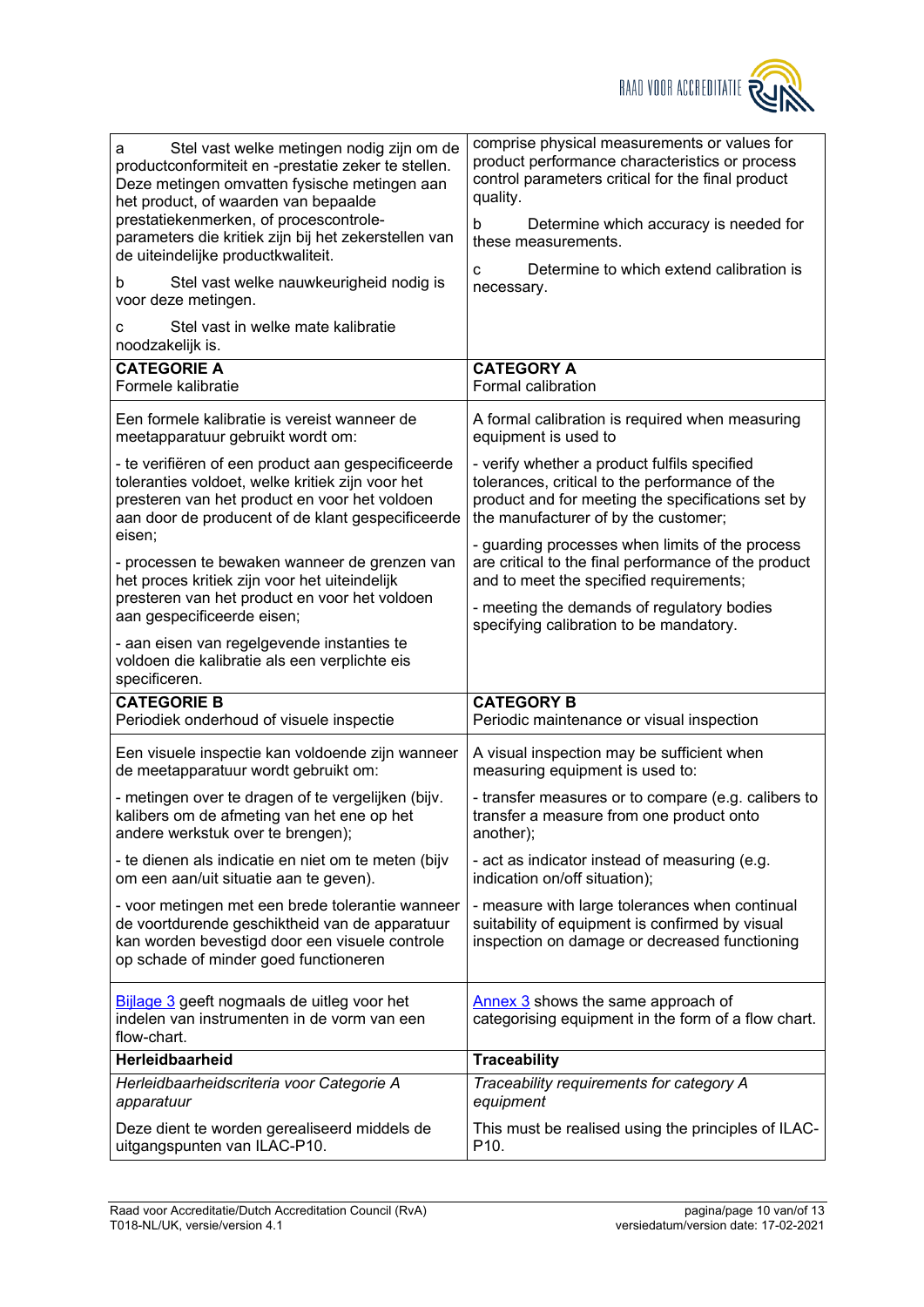| NL | UK |
|---|---|
| a Stel vast welke metingen nodig zijn om de productconformiteit en -prestatie zeker te stellen. Deze metingen omvatten fysische metingen aan het product, of waarden van bepaalde prestatiekenmerken, of procescontrole-parameters die kritiek zijn bij het zekerstellen van de uiteindelijke productkwaliteit.<br><br>b Stel vast welke nauwkeurigheid nodig is voor deze metingen.<br><br>c Stel vast in welke mate kalibratie noodzakelijk is. | comprise physical measurements or values for product performance characteristics or process control parameters critical for the final product quality.<br><br>b Determine which accuracy is needed for these measurements.<br><br>c Determine to which extend calibration is necessary. |
| **CATEGORIE A**<br>Formele kalibratie | **CATEGORY A**<br>Formal calibration |
| Een formele kalibratie is vereist wanneer de meetapparatuur gebruikt wordt om:<br><br>- te verifiëren of een product aan gespecificeerde toleranties voldoet, welke kritiek zijn voor het presteren van het product en voor het voldoen aan door de producent of de klant gespecificeerde eisen;<br><br>- processen te bewaken wanneer de grenzen van het proces kritiek zijn voor het uiteindelijk presteren van het product en voor het voldoen aan gespecificeerde eisen;<br><br>- aan eisen van regelgevende instanties te voldoen die kalibratie als een verplichte eis specificeren. | A formal calibration is required when measuring equipment is used to<br><br>- verify whether a product fulfils specified tolerances, critical to the performance of the product and for meeting the specifications set by the manufacturer of by the customer;<br><br>- guarding processes when limits of the process are critical to the final performance of the product and to meet the specified requirements;<br><br>- meeting the demands of regulatory bodies specifying calibration to be mandatory. |
| **CATEGORIE B**<br>Periodiek onderhoud of visuele inspectie | **CATEGORY B**<br>Periodic maintenance or visual inspection |
| Een visuele inspectie kan voldoende zijn wanneer de meetapparatuur wordt gebruikt om:<br><br>- metingen over te dragen of te vergelijken (bijv. kalibers om de afmeting van het ene op het andere werkstuk over te brengen);<br><br>- te dienen als indicatie en niet om te meten (bijv om een aan/uit situatie aan te geven).<br><br>- voor metingen met een brede tolerantie wanneer de voortdurende geschiktheid van de apparatuur kan worden bevestigd door een visuele controle op schade of minder goed functioneren | A visual inspection may be sufficient when measuring equipment is used to:<br><br>- transfer measures or to compare (e.g. calibers to transfer a measure from one product onto another);<br><br>- act as indicator instead of measuring (e.g. indication on/off situation);<br><br>- measure with large tolerances when continual suitability of equipment is confirmed by visual inspection on damage or decreased functioning |
| Bijlage 3 geeft nogmaals de uitleg voor het indelen van instrumenten in de vorm van een flow-chart. | Annex 3 shows the same approach of categorising equipment in the form of a flow chart. |
| **Herleidbaarheid** | **Traceability** |
| *Herleidbaarheidscriteria voor Categorie A apparatuur*<br><br>Deze dient te worden gerealiseerd middels de uitgangspunten van ILAC-P10. | *Traceability requirements for category A equipment*<br><br>This must be realised using the principles of ILAC-P10. |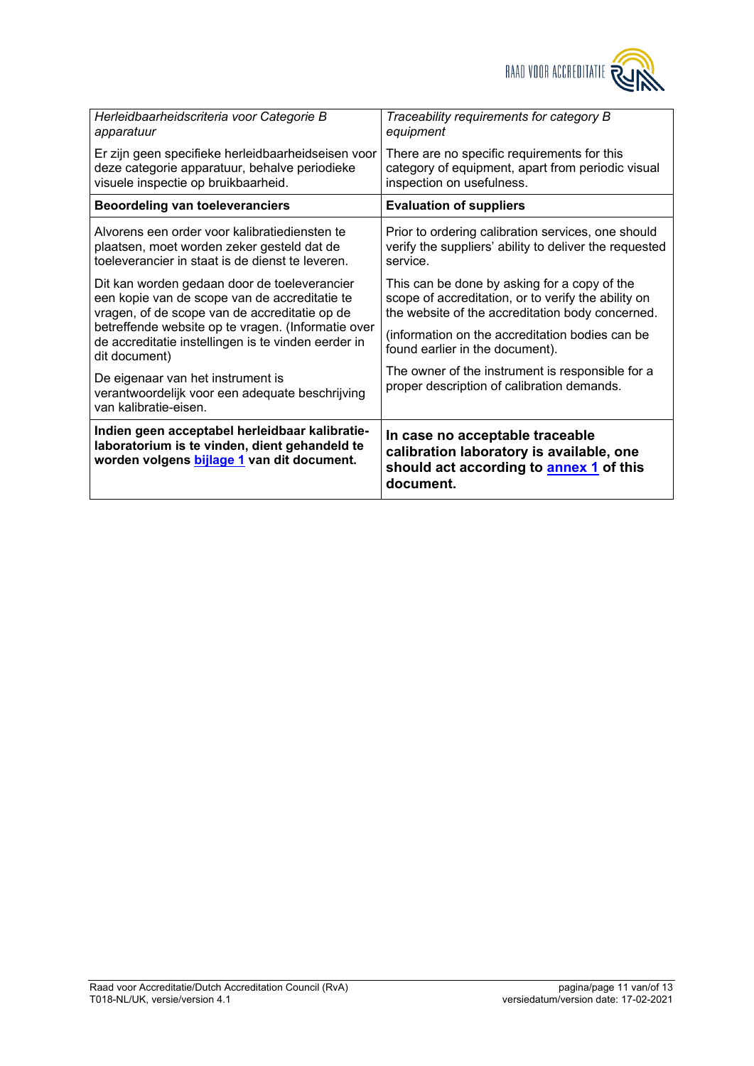| *Herleidbaarheidscriteria voor Categorie B apparatuur* | *Traceability requirements for category B equipment* |
|---|---|
| Er zijn geen specifieke herleidbaarheidseisen voor deze categorie apparatuur, behalve periodieke visuele inspectie op bruikbaarheid. | There are no specific requirements for this category of equipment, apart from periodic visual inspection on usefulness. |
| **Beoordeling van toeleveranciers** | **Evaluation of suppliers** |
| Alvorens een order voor kalibratiediensten te plaatsen, moet worden zeker gesteld dat de toeleverancier in staat is de dienst te leveren. | Prior to ordering calibration services, one should verify the suppliers' ability to deliver the requested service. |
| Dit kan worden gedaan door de toeleverancier een kopie van de scope van de accreditatie te vragen, of de scope van de accreditatie op de betreffende website op te vragen. (Informatie over de accreditatie instellingen is te vinden eerder in dit document)<br><br>De eigenaar van het instrument is verantwoordelijk voor een adequate beschrijving van kalibratie-eisen. | This can be done by asking for a copy of the scope of accreditation, or to verify the ability on the website of the accreditation body concerned.<br><br>(information on the accreditation bodies can be found earlier in the document).<br><br>The owner of the instrument is responsible for a proper description of calibration demands. |
| **Indien geen acceptabel herleidbaar kalibratie-laboratorium is te vinden, dient gehandeld te worden volgens bijlage 1 van dit document.** | **In case no acceptable traceable calibration laboratory is available, one should act according to annex 1 of this document.** |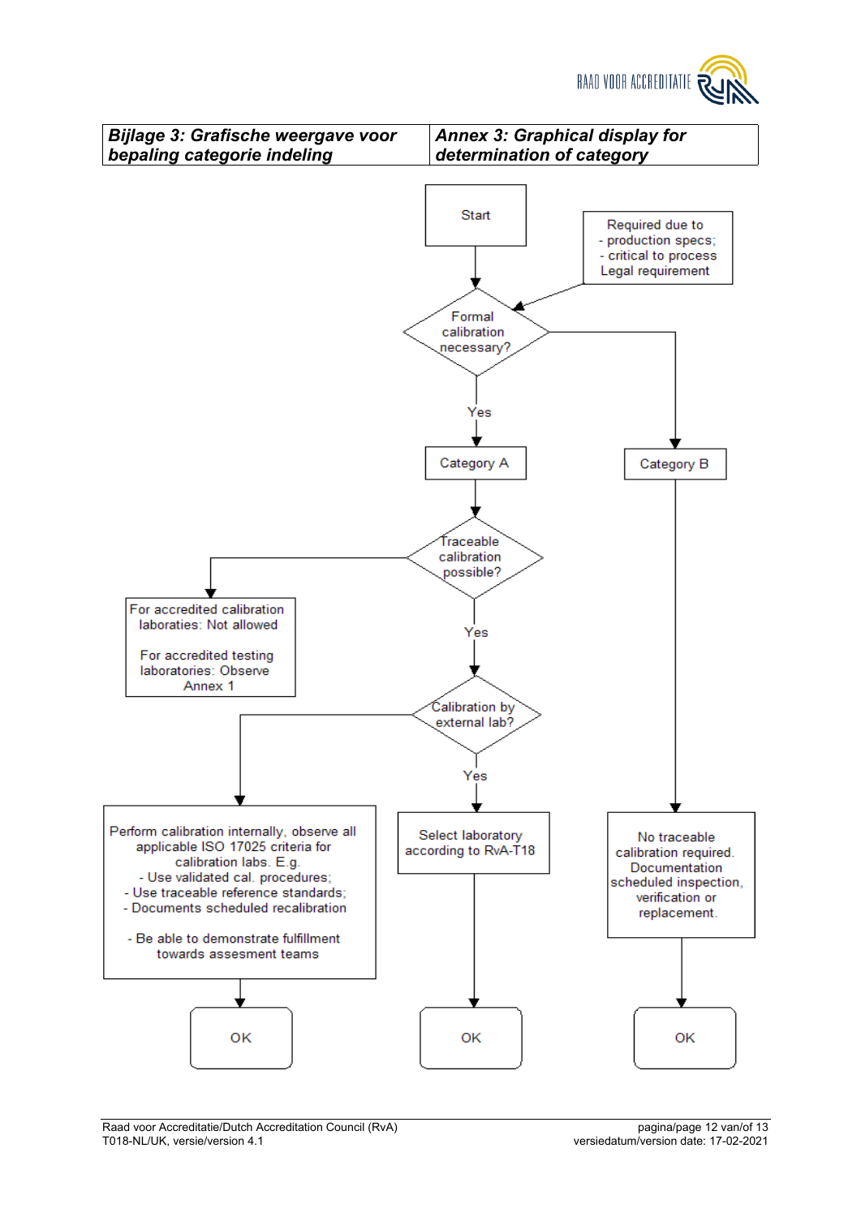| *Bijlage 3: Grafische weergave voor bepaling categorie indeling* | *Annex 3: Graphical display for determination of category* |
|---|---|

Start

Required due to
- production specs;
- critical to process
Legal requirement

Formal calibration necessary?

Yes

Category A

Category B

Traceable calibration possible?

For accredited calibration laboraties: Not allowed

For accredited testing laboratories: Observe Annex 1

Yes

Calibration by external lab?

Perform calibration internally, observe all applicable ISO 17025 criteria for calibration labs. E.g.
- Use validated cal. procedures;
- Use traceable reference standards;
- Documents scheduled recalibration

- Be able to demonstrate fulfillment towards assesment teams

OK

Yes

Select laboratory according to RvA-T18

OK

No traceable calibration required. Documentation scheduled inspection, verification or replacement.

OK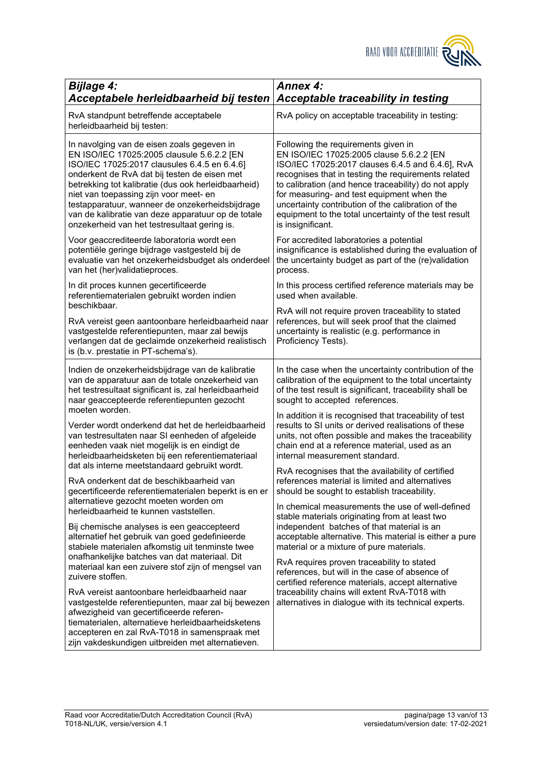| *Bijlage 4: Acceptabele herleidbaarheid bij testen* | *Annex 4: Acceptable traceability in testing* |
|---|---|
| RvA standpunt betreffende acceptabele herleidbaarheid bij testen: | RvA policy on acceptable traceability in testing: |
| In navolging van de eisen zoals gegeven in EN ISO/IEC 17025:2005 clausule 5.6.2.2 [EN ISO/IEC 17025:2017 clausules 6.4.5 en 6.4.6] onderkent de RvA dat bij testen de eisen met betrekking tot kalibratie (dus ook herleidbaarheid) niet van toepassing zijn voor meet- en testapparatuur, wanneer de onzekerheidsbijdrage van de kalibratie van deze apparatuur op de totale onzekerheid van het testresultaat gering is.<br><br>Voor geaccrediteerde laboratoria wordt een potentiële geringe bijdrage vastgesteld bij de evaluatie van het onzekerheidsbudget als onderdeel van het (her)validatieproces.<br><br>In dit proces kunnen gecertificeerde referentiematerialen gebruikt worden indien beschikbaar.<br><br>RvA vereist geen aantoonbare herleidbaarheid naar vastgestelde referentiepunten, maar zal bewijs verlangen dat de geclaimde onzekerheid realistisch is (b.v. prestatie in PT-schema's). | Following the requirements given in EN ISO/IEC 17025:2005 clause 5.6.2.2 [EN ISO/IEC 17025:2017 clauses 6.4.5 and 6.4.6], RvA recognises that in testing the requirements related to calibration (and hence traceability) do not apply for measuring- and test equipment when the uncertainty contribution of the calibration of the equipment to the total uncertainty of the test result is insignificant.<br><br>For accredited laboratories a potential insignificance is established during the evaluation of the uncertainty budget as part of the (re)validation process.<br><br>In this process certified reference materials may be used when available.<br><br>RvA will not require proven traceability to stated references, but will seek proof that the claimed uncertainty is realistic (e.g. performance in Proficiency Tests). |
| Indien de onzekerheidsbijdrage van de kalibratie van de apparatuur aan de totale onzekerheid van het testresultaat significant is, zal herleidbaarheid naar geaccepteerde referentiepunten gezocht moeten worden.<br><br>Verder wordt onderkend dat het de herleidbaarheid van testresultaten naar SI eenheden of afgeleide eenheden vaak niet mogelijk is en eindigt de herleidbaarheidsketen bij een referentiemateriaal dat als interne meetstandaard gebruikt wordt.<br><br>RvA onderkent dat de beschikbaarheid van gecertificeerde referentiematerialen beperkt is en er alternatieve gezocht moeten worden om herleidbaarheid te kunnen vaststellen.<br><br>Bij chemische analyses is een geaccepteerd alternatief het gebruik van goed gedefinieerde stabiele materialen afkomstig uit tenminste twee onafhankelijke batches van dat materiaal. Dit materiaal kan een zuivere stof zijn of mengsel van zuivere stoffen.<br><br>RvA vereist aantoonbare herleidbaarheid naar vastgestelde referentiepunten, maar zal bij bewezen afwezigheid van gecertificeerde referen-tiematerialen, alternatieve herleidbaarheidsketens accepteren en zal RvA-T018 in samenspraak met zijn vakdeskundigen uitbreiden met alternatieven. | In the case when the uncertainty contribution of the calibration of the equipment to the total uncertainty of the test result is significant, traceability shall be sought to accepted references.<br><br>In addition it is recognised that traceability of test results to SI units or derived realisations of these units, not often possible and makes the traceability chain end at a reference material, used as an internal measurement standard.<br><br>RvA recognises that the availability of certified references material is limited and alternatives should be sought to establish traceability.<br><br>In chemical measurements the use of well-defined stable materials originating from at least two independent batches of that material is an acceptable alternative. This material is either a pure material or a mixture of pure materials.<br><br>RvA requires proven traceability to stated references, but will in the case of absence of certified reference materials, accept alternative traceability chains will extent RvA-T018 with alternatives in dialogue with its technical experts. |